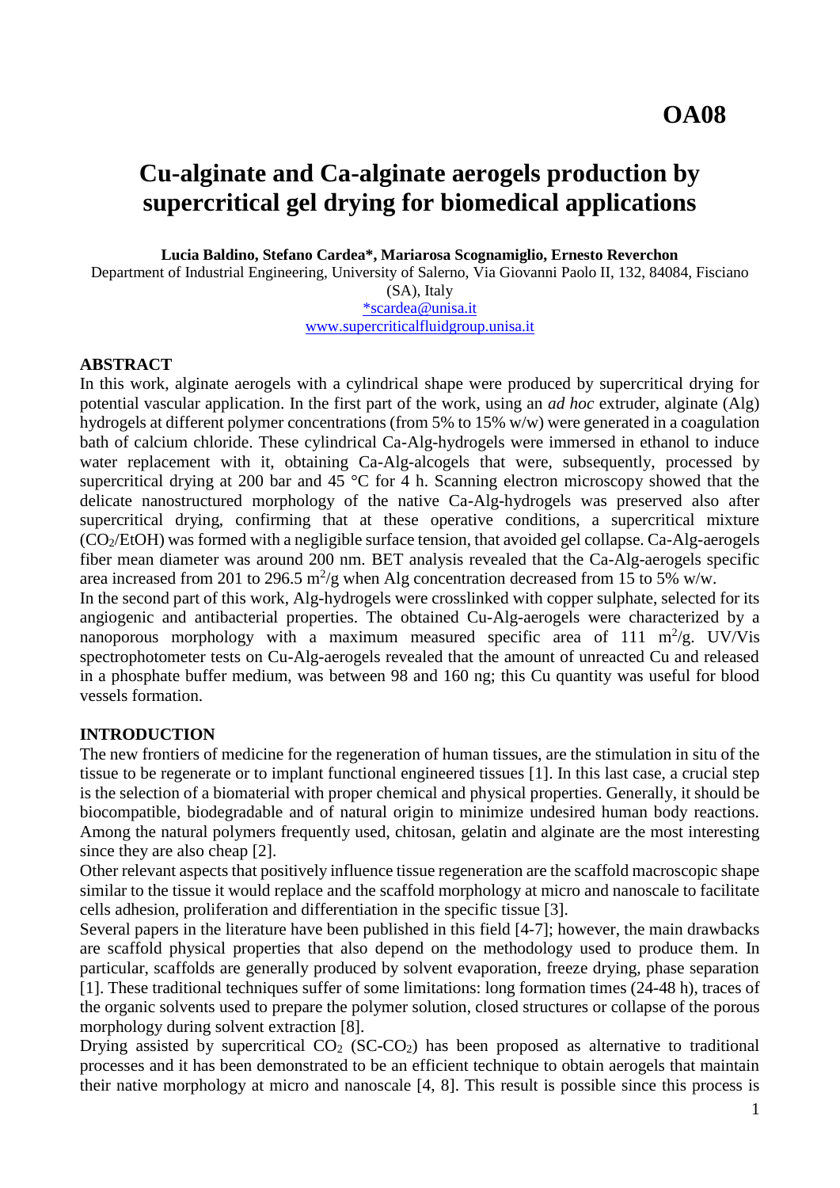**OA08**

# Cu-alginate and Ca-alginate aerogels production by supercritical gel drying for biomedical applications

**Lucia Baldino, Stefano Cardea\*, Mariarosa Scognamiglio, Ernesto Reverchon**

Department of Industrial Engineering, University of Salerno, Via Giovanni Paolo II, 132, 84084, Fisciano (SA), Italy

*scardea@unisa.it

www.supercriticalfluidgroup.unisa.it

## ABSTRACT

In this work, alginate aerogels with a cylindrical shape were produced by supercritical drying for potential vascular application. In the first part of the work, using an *ad hoc* extruder, alginate (Alg) hydrogels at different polymer concentrations (from 5% to 15% w/w) were generated in a coagulation bath of calcium chloride. These cylindrical Ca-Alg-hydrogels were immersed in ethanol to induce water replacement with it, obtaining Ca-Alg-alcogels that were, subsequently, processed by supercritical drying at 200 bar and 45 °C for 4 h. Scanning electron microscopy showed that the delicate nanostructured morphology of the native Ca-Alg-hydrogels was preserved also after supercritical drying, confirming that at these operative conditions, a supercritical mixture ($CO_2$/EtOH) was formed with a negligible surface tension, that avoided gel collapse. Ca-Alg-aerogels fiber mean diameter was around 200 nm. BET analysis revealed that the Ca-Alg-aerogels specific area increased from 201 to 296.5 $m^2/g$ when Alg concentration decreased from 15 to 5% w/w.

In the second part of this work, Alg-hydrogels were crosslinked with copper sulphate, selected for its angiogenic and antibacterial properties. The obtained Cu-Alg-aerogels were characterized by a nanoporous morphology with a maximum measured specific area of 111 $m^2/g$. UV/Vis spectrophotometer tests on Cu-Alg-aerogels revealed that the amount of unreacted Cu and released in a phosphate buffer medium, was between 98 and 160 ng; this Cu quantity was useful for blood vessels formation.

## INTRODUCTION

The new frontiers of medicine for the regeneration of human tissues, are the stimulation in situ of the tissue to be regenerate or to implant functional engineered tissues [1]. In this last case, a crucial step is the selection of a biomaterial with proper chemical and physical properties. Generally, it should be biocompatible, biodegradable and of natural origin to minimize undesired human body reactions. Among the natural polymers frequently used, chitosan, gelatin and alginate are the most interesting since they are also cheap [2].

Other relevant aspects that positively influence tissue regeneration are the scaffold macroscopic shape similar to the tissue it would replace and the scaffold morphology at micro and nanoscale to facilitate cells adhesion, proliferation and differentiation in the specific tissue [3].

Several papers in the literature have been published in this field [4-7]; however, the main drawbacks are scaffold physical properties that also depend on the methodology used to produce them. In particular, scaffolds are generally produced by solvent evaporation, freeze drying, phase separation [1]. These traditional techniques suffer of some limitations: long formation times (24-48 h), traces of the organic solvents used to prepare the polymer solution, closed structures or collapse of the porous morphology during solvent extraction [8].

Drying assisted by supercritical $CO_2$ (SC-$CO_2$) has been proposed as alternative to traditional processes and it has been demonstrated to be an efficient technique to obtain aerogels that maintain their native morphology at micro and nanoscale [4, 8]. This result is possible since this process is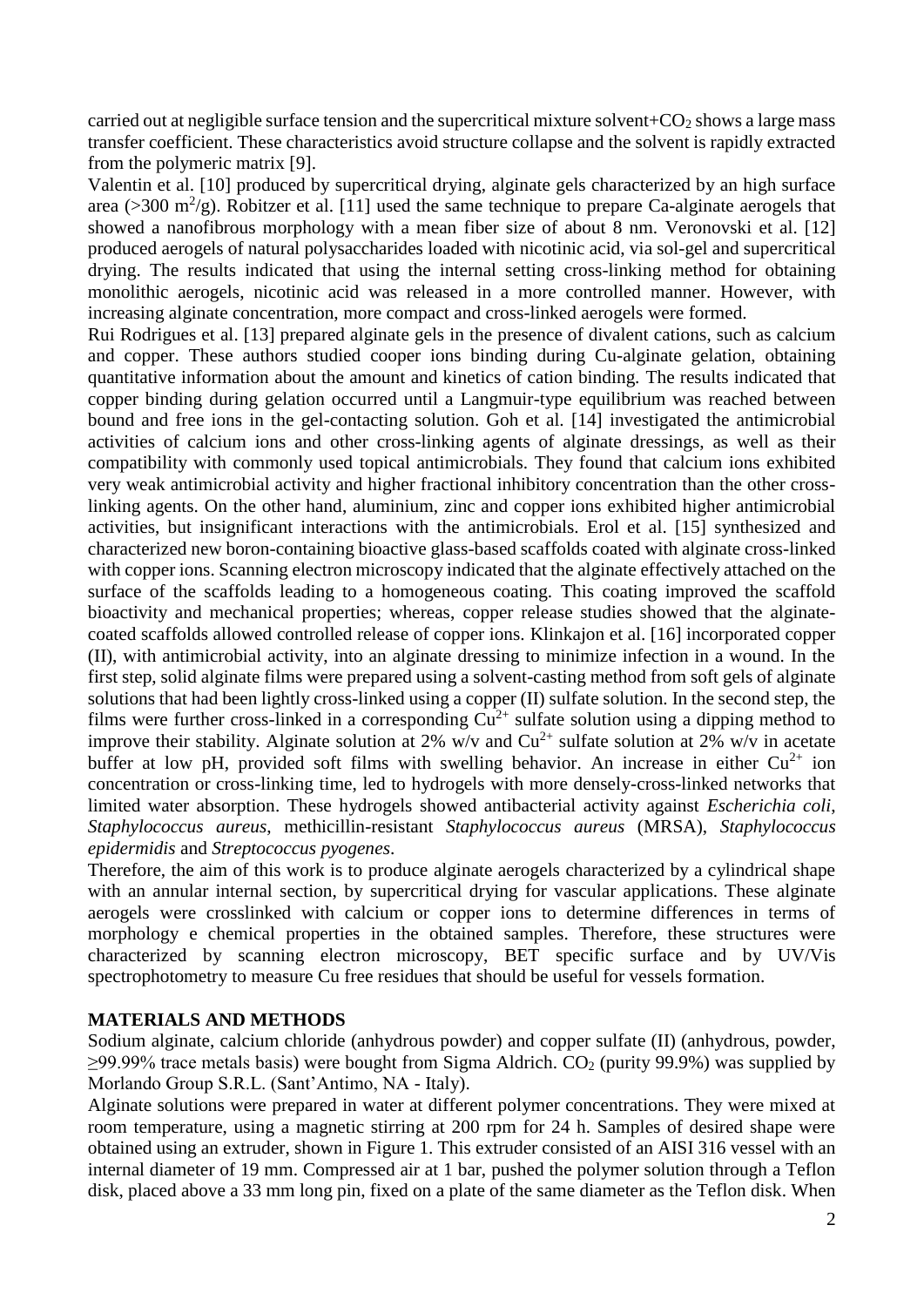carried out at negligible surface tension and the supercritical mixture solvent+$CO_2$ shows a large mass transfer coefficient. These characteristics avoid structure collapse and the solvent is rapidly extracted from the polymeric matrix [9].

Valentin et al. [10] produced by supercritical drying, alginate gels characterized by an high surface area (>300 $m^2/g$). Robitzer et al. [11] used the same technique to prepare Ca-alginate aerogels that showed a nanofibrous morphology with a mean fiber size of about 8 nm. Veronovski et al. [12] produced aerogels of natural polysaccharides loaded with nicotinic acid, via sol-gel and supercritical drying. The results indicated that using the internal setting cross-linking method for obtaining monolithic aerogels, nicotinic acid was released in a more controlled manner. However, with increasing alginate concentration, more compact and cross-linked aerogels were formed.

Rui Rodrigues et al. [13] prepared alginate gels in the presence of divalent cations, such as calcium and copper. These authors studied cooper ions binding during Cu-alginate gelation, obtaining quantitative information about the amount and kinetics of cation binding. The results indicated that copper binding during gelation occurred until a Langmuir-type equilibrium was reached between bound and free ions in the gel-contacting solution. Goh et al. [14] investigated the antimicrobial activities of calcium ions and other cross-linking agents of alginate dressings, as well as their compatibility with commonly used topical antimicrobials. They found that calcium ions exhibited very weak antimicrobial activity and higher fractional inhibitory concentration than the other cross-linking agents. On the other hand, aluminium, zinc and copper ions exhibited higher antimicrobial activities, but insignificant interactions with the antimicrobials. Erol et al. [15] synthesized and characterized new boron-containing bioactive glass-based scaffolds coated with alginate cross-linked with copper ions. Scanning electron microscopy indicated that the alginate effectively attached on the surface of the scaffolds leading to a homogeneous coating. This coating improved the scaffold bioactivity and mechanical properties; whereas, copper release studies showed that the alginate-coated scaffolds allowed controlled release of copper ions. Klinkajon et al. [16] incorporated copper (II), with antimicrobial activity, into an alginate dressing to minimize infection in a wound. In the first step, solid alginate films were prepared using a solvent-casting method from soft gels of alginate solutions that had been lightly cross-linked using a copper (II) sulfate solution. In the second step, the films were further cross-linked in a corresponding $Cu^{2+}$ sulfate solution using a dipping method to improve their stability. Alginate solution at 2% w/v and $Cu^{2+}$ sulfate solution at 2% w/v in acetate buffer at low pH, provided soft films with swelling behavior. An increase in either $Cu^{2+}$ ion concentration or cross-linking time, led to hydrogels with more densely-cross-linked networks that limited water absorption. These hydrogels showed antibacterial activity against *Escherichia coli*, *Staphylococcus aureus*, methicillin-resistant *Staphylococcus aureus* (MRSA), *Staphylococcus epidermidis* and *Streptococcus pyogenes*.

Therefore, the aim of this work is to produce alginate aerogels characterized by a cylindrical shape with an annular internal section, by supercritical drying for vascular applications. These alginate aerogels were crosslinked with calcium or copper ions to determine differences in terms of morphology e chemical properties in the obtained samples. Therefore, these structures were characterized by scanning electron microscopy, BET specific surface and by UV/Vis spectrophotometry to measure Cu free residues that should be useful for vessels formation.

## MATERIALS AND METHODS

Sodium alginate, calcium chloride (anhydrous powder) and copper sulfate (II) (anhydrous, powder, ≥99.99% trace metals basis) were bought from Sigma Aldrich. $CO_2$ (purity 99.9%) was supplied by Morlando Group S.R.L. (Sant'Antimo, NA - Italy).

Alginate solutions were prepared in water at different polymer concentrations. They were mixed at room temperature, using a magnetic stirring at 200 rpm for 24 h. Samples of desired shape were obtained using an extruder, shown in Figure 1. This extruder consisted of an AISI 316 vessel with an internal diameter of 19 mm. Compressed air at 1 bar, pushed the polymer solution through a Teflon disk, placed above a 33 mm long pin, fixed on a plate of the same diameter as the Teflon disk. When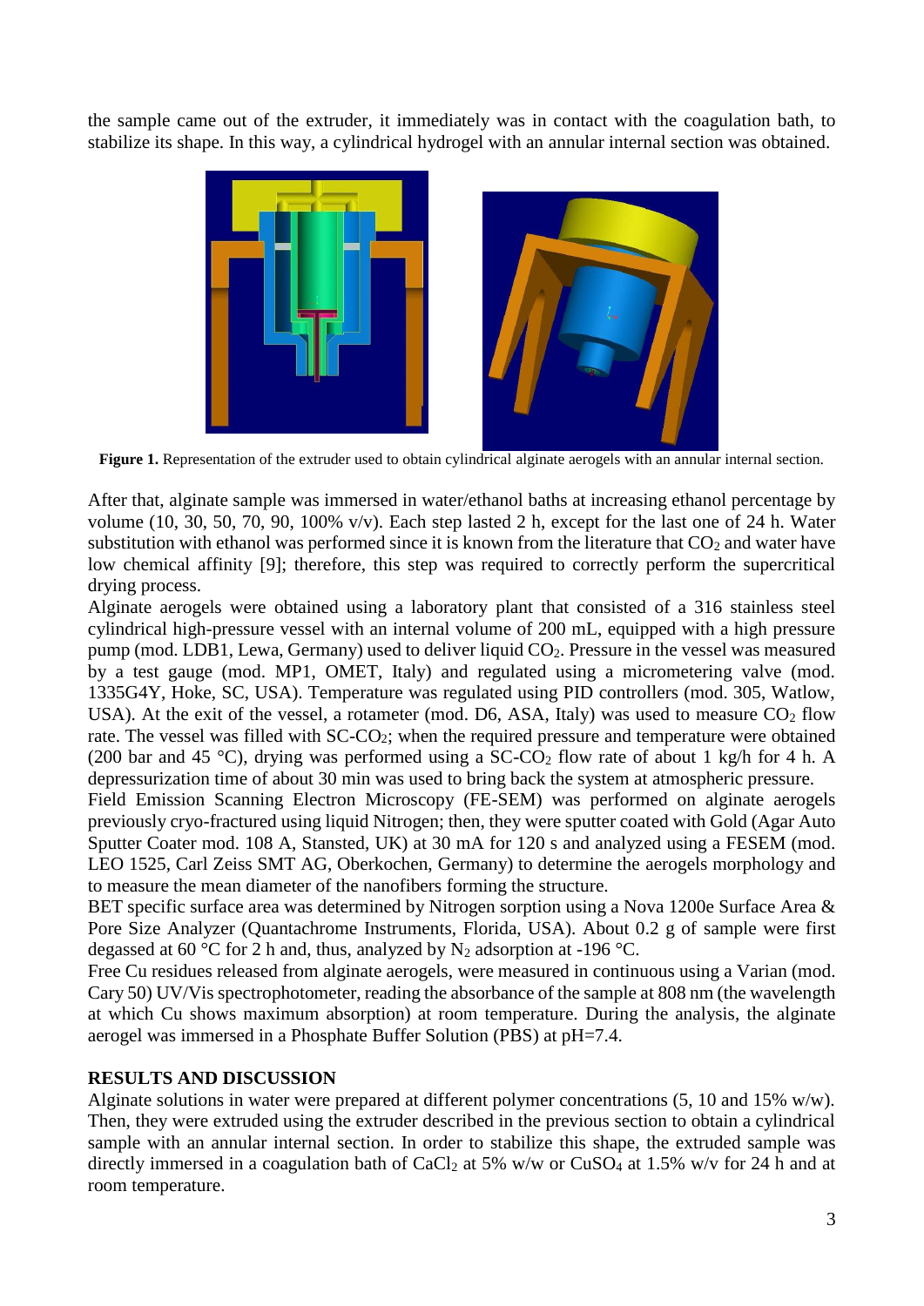the sample came out of the extruder, it immediately was in contact with the coagulation bath, to stabilize its shape. In this way, a cylindrical hydrogel with an annular internal section was obtained.

**Figure 1.** Representation of the extruder used to obtain cylindrical alginate aerogels with an annular internal section.

After that, alginate sample was immersed in water/ethanol baths at increasing ethanol percentage by volume (10, 30, 50, 70, 90, 100% v/v). Each step lasted 2 h, except for the last one of 24 h. Water substitution with ethanol was performed since it is known from the literature that $CO_2$ and water have low chemical affinity [9]; therefore, this step was required to correctly perform the supercritical drying process.

Alginate aerogels were obtained using a laboratory plant that consisted of a 316 stainless steel cylindrical high-pressure vessel with an internal volume of 200 mL, equipped with a high pressure pump (mod. LDB1, Lewa, Germany) used to deliver liquid $CO_2$. Pressure in the vessel was measured by a test gauge (mod. MP1, OMET, Italy) and regulated using a micrometering valve (mod. 1335G4Y, Hoke, SC, USA). Temperature was regulated using PID controllers (mod. 305, Watlow, USA). At the exit of the vessel, a rotameter (mod. D6, ASA, Italy) was used to measure $CO_2$ flow rate. The vessel was filled with SC-$CO_2$; when the required pressure and temperature were obtained (200 bar and 45 °C), drying was performed using a SC-$CO_2$ flow rate of about 1 kg/h for 4 h. A depressurization time of about 30 min was used to bring back the system at atmospheric pressure.

Field Emission Scanning Electron Microscopy (FE-SEM) was performed on alginate aerogels previously cryo-fractured using liquid Nitrogen; then, they were sputter coated with Gold (Agar Auto Sputter Coater mod. 108 A, Stansted, UK) at 30 mA for 120 s and analyzed using a FESEM (mod. LEO 1525, Carl Zeiss SMT AG, Oberkochen, Germany) to determine the aerogels morphology and to measure the mean diameter of the nanofibers forming the structure.

BET specific surface area was determined by Nitrogen sorption using a Nova 1200e Surface Area & Pore Size Analyzer (Quantachrome Instruments, Florida, USA). About 0.2 g of sample were first degassed at 60 °C for 2 h and, thus, analyzed by $N_2$ adsorption at -196 °C.

Free Cu residues released from alginate aerogels, were measured in continuous using a Varian (mod. Cary 50) UV/Vis spectrophotometer, reading the absorbance of the sample at 808 nm (the wavelength at which Cu shows maximum absorption) at room temperature. During the analysis, the alginate aerogel was immersed in a Phosphate Buffer Solution (PBS) at pH=7.4.

## RESULTS AND DISCUSSION

Alginate solutions in water were prepared at different polymer concentrations (5, 10 and 15% w/w). Then, they were extruded using the extruder described in the previous section to obtain a cylindrical sample with an annular internal section. In order to stabilize this shape, the extruded sample was directly immersed in a coagulation bath of $CaCl_2$ at 5% w/w or $CuSO_4$ at 1.5% w/v for 24 h and at room temperature.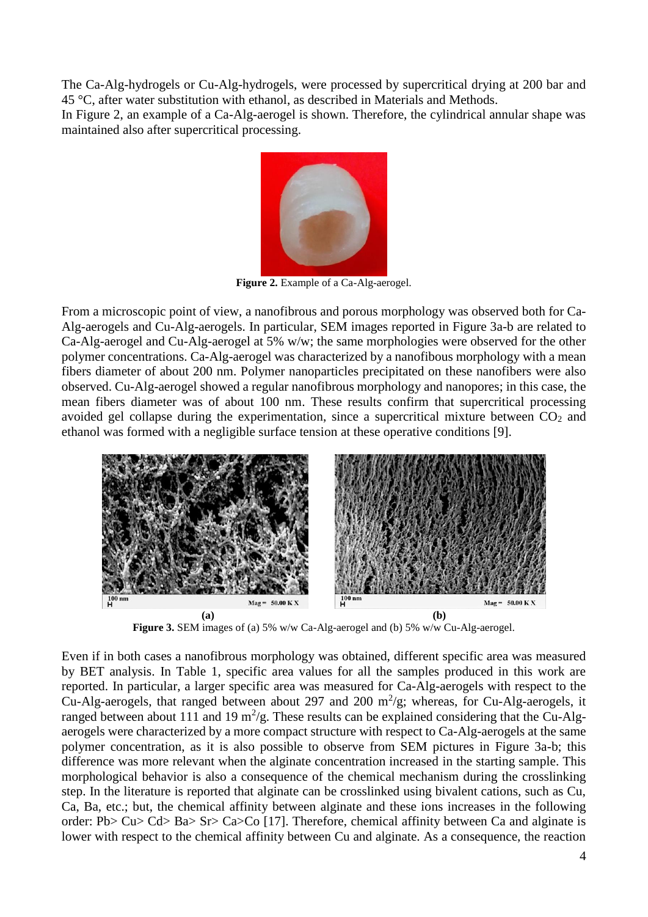The Ca-Alg-hydrogels or Cu-Alg-hydrogels, were processed by supercritical drying at 200 bar and 45 °C, after water substitution with ethanol, as described in Materials and Methods.
In Figure 2, an example of a Ca-Alg-aerogel is shown. Therefore, the cylindrical annular shape was maintained also after supercritical processing.

**Figure 2.** Example of a Ca-Alg-aerogel.

From a microscopic point of view, a nanofibrous and porous morphology was observed both for Ca-Alg-aerogels and Cu-Alg-aerogels. In particular, SEM images reported in Figure 3a-b are related to Ca-Alg-aerogel and Cu-Alg-aerogel at 5% w/w; the same morphologies were observed for the other polymer concentrations. Ca-Alg-aerogel was characterized by a nanofibous morphology with a mean fibers diameter of about 200 nm. Polymer nanoparticles precipitated on these nanofibers were also observed. Cu-Alg-aerogel showed a regular nanofibrous morphology and nanopores; in this case, the mean fibers diameter was of about 100 nm. These results confirm that supercritical processing avoided gel collapse during the experimentation, since a supercritical mixture between $CO_2$ and ethanol was formed with a negligible surface tension at these operative conditions [9].

**Figure 3.** SEM images of (a) 5% w/w Ca-Alg-aerogel and (b) 5% w/w Cu-Alg-aerogel.

Even if in both cases a nanofibrous morphology was obtained, different specific area was measured by BET analysis. In Table 1, specific area values for all the samples produced in this work are reported. In particular, a larger specific area was measured for Ca-Alg-aerogels with respect to the Cu-Alg-aerogels, that ranged between about 297 and 200 $m^2/g$; whereas, for Cu-Alg-aerogels, it ranged between about 111 and 19 $m^2/g$. These results can be explained considering that the Cu-Alg-aerogels were characterized by a more compact structure with respect to Ca-Alg-aerogels at the same polymer concentration, as it is also possible to observe from SEM pictures in Figure 3a-b; this difference was more relevant when the alginate concentration increased in the starting sample. This morphological behavior is also a consequence of the chemical mechanism during the crosslinking step. In the literature is reported that alginate can be crosslinked using bivalent cations, such as Cu, Ca, Ba, etc.; but, the chemical affinity between alginate and these ions increases in the following order: Pb> Cu> Cd> Ba> Sr> Ca>Co [17]. Therefore, chemical affinity between Ca and alginate is lower with respect to the chemical affinity between Cu and alginate. As a consequence, the reaction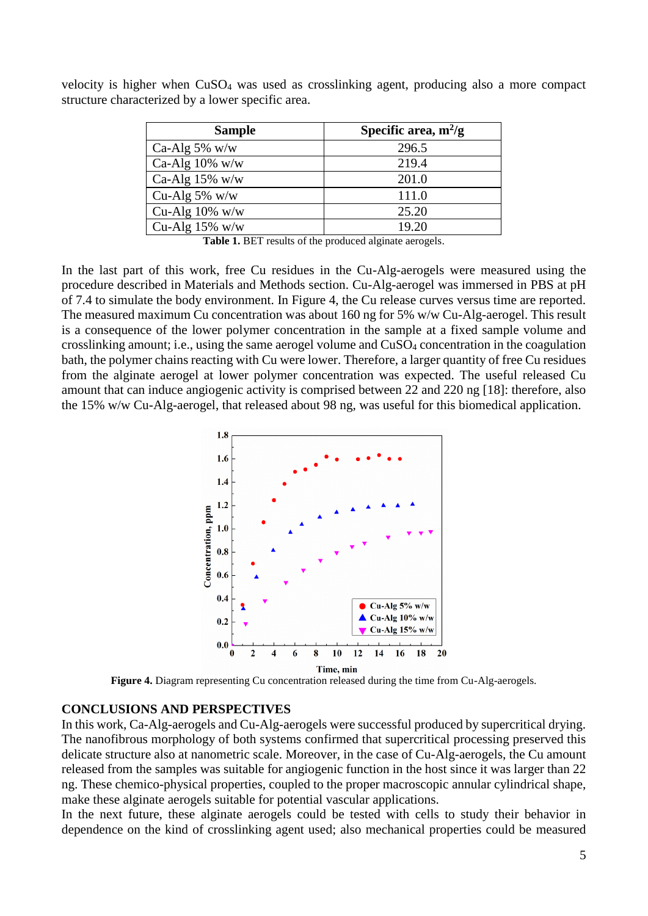velocity is higher when $CuSO_4$ was used as crosslinking agent, producing also a more compact structure characterized by a lower specific area.

| Sample | Specific area, $m^2/g$ |
|---|---|
| Ca-Alg 5% w/w | 296.5 |
| Ca-Alg 10% w/w | 219.4 |
| Ca-Alg 15% w/w | 201.0 |
| Cu-Alg 5% w/w | 111.0 |
| Cu-Alg 10% w/w | 25.20 |
| Cu-Alg 15% w/w | 19.20 |

**Table 1.** BET results of the produced alginate aerogels.

In the last part of this work, free Cu residues in the Cu-Alg-aerogels were measured using the procedure described in Materials and Methods section. Cu-Alg-aerogel was immersed in PBS at pH of 7.4 to simulate the body environment. In Figure 4, the Cu release curves versus time are reported. The measured maximum Cu concentration was about 160 ng for 5% w/w Cu-Alg-aerogel. This result is a consequence of the lower polymer concentration in the sample at a fixed sample volume and crosslinking amount; i.e., using the same aerogel volume and $CuSO_4$ concentration in the coagulation bath, the polymer chains reacting with Cu were lower. Therefore, a larger quantity of free Cu residues from the alginate aerogel at lower polymer concentration was expected. The useful released Cu amount that can induce angiogenic activity is comprised between 22 and 220 ng [18]: therefore, also the 15% w/w Cu-Alg-aerogel, that released about 98 ng, was useful for this biomedical application.

**Figure 4.** Diagram representing Cu concentration released during the time from Cu-Alg-aerogels.

## CONCLUSIONS AND PERSPECTIVES

In this work, Ca-Alg-aerogels and Cu-Alg-aerogels were successful produced by supercritical drying. The nanofibrous morphology of both systems confirmed that supercritical processing preserved this delicate structure also at nanometric scale. Moreover, in the case of Cu-Alg-aerogels, the Cu amount released from the samples was suitable for angiogenic function in the host since it was larger than 22 ng. These chemico-physical properties, coupled to the proper macroscopic annular cylindrical shape, make these alginate aerogels suitable for potential vascular applications.

In the next future, these alginate aerogels could be tested with cells to study their behavior in dependence on the kind of crosslinking agent used; also mechanical properties could be measured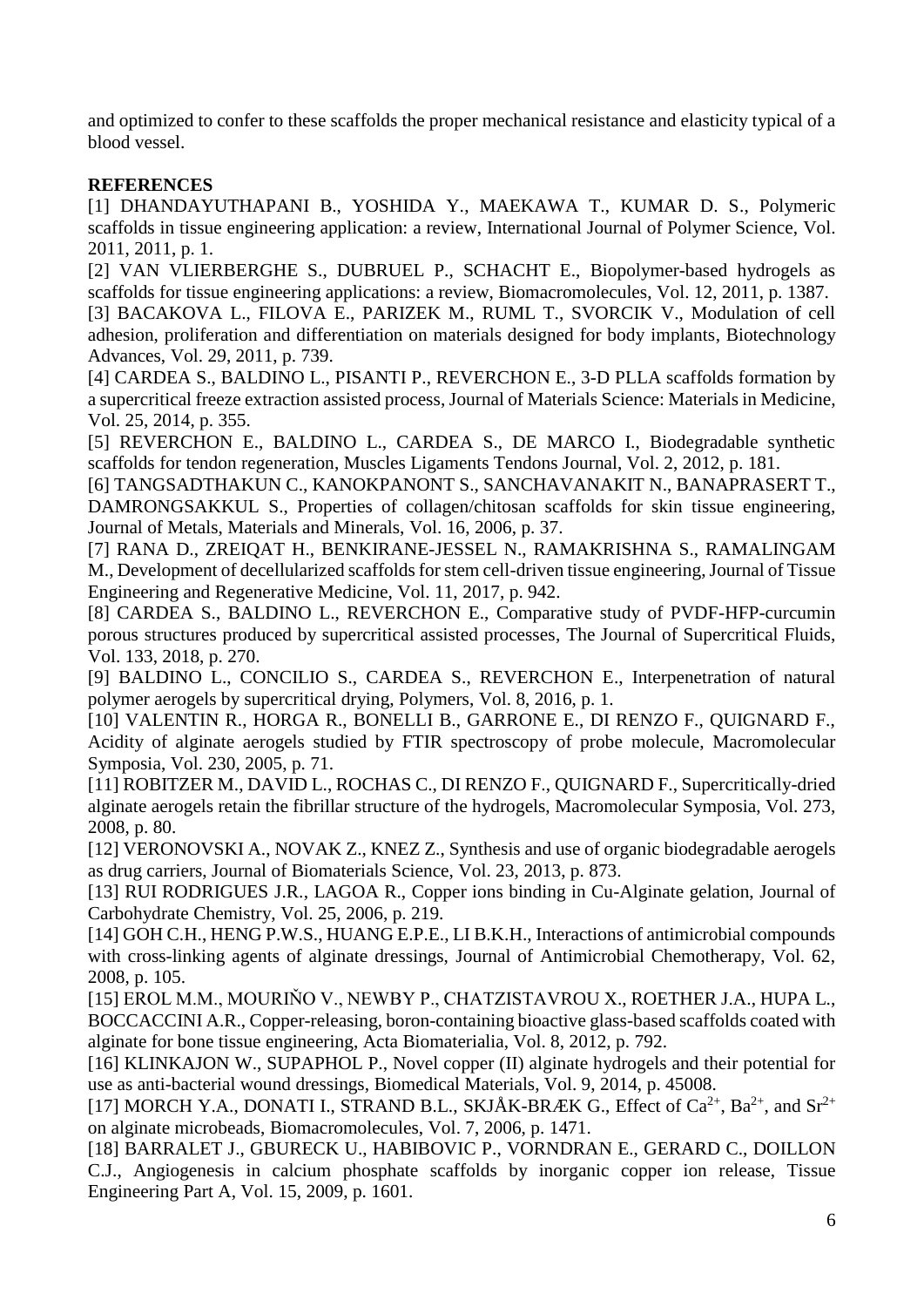and optimized to confer to these scaffolds the proper mechanical resistance and elasticity typical of a blood vessel.

**REFERENCES**

[1] DHANDAYUTHAPANI B., YOSHIDA Y., MAEKAWA T., KUMAR D. S., Polymeric scaffolds in tissue engineering application: a review, International Journal of Polymer Science, Vol. 2011, 2011, p. 1.

[2] VAN VLIERBERGHE S., DUBRUEL P., SCHACHT E., Biopolymer-based hydrogels as scaffolds for tissue engineering applications: a review, Biomacromolecules, Vol. 12, 2011, p. 1387.

[3] BACAKOVA L., FILOVA E., PARIZEK M., RUML T., SVORCIK V., Modulation of cell adhesion, proliferation and differentiation on materials designed for body implants, Biotechnology Advances, Vol. 29, 2011, p. 739.

[4] CARDEA S., BALDINO L., PISANTI P., REVERCHON E., 3-D PLLA scaffolds formation by a supercritical freeze extraction assisted process, Journal of Materials Science: Materials in Medicine, Vol. 25, 2014, p. 355.

[5] REVERCHON E., BALDINO L., CARDEA S., DE MARCO I., Biodegradable synthetic scaffolds for tendon regeneration, Muscles Ligaments Tendons Journal, Vol. 2, 2012, p. 181.

[6] TANGSADTHAKUN C., KANOKPANONT S., SANCHAVANAKIT N., BANAPRASERT T., DAMRONGSAKKUL S., Properties of collagen/chitosan scaffolds for skin tissue engineering, Journal of Metals, Materials and Minerals, Vol. 16, 2006, p. 37.

[7] RANA D., ZREIQAT H., BENKIRANE-JESSEL N., RAMAKRISHNA S., RAMALINGAM M., Development of decellularized scaffolds for stem cell-driven tissue engineering, Journal of Tissue Engineering and Regenerative Medicine, Vol. 11, 2017, p. 942.

[8] CARDEA S., BALDINO L., REVERCHON E., Comparative study of PVDF-HFP-curcumin porous structures produced by supercritical assisted processes, The Journal of Supercritical Fluids, Vol. 133, 2018, p. 270.

[9] BALDINO L., CONCILIO S., CARDEA S., REVERCHON E., Interpenetration of natural polymer aerogels by supercritical drying, Polymers, Vol. 8, 2016, p. 1.

[10] VALENTIN R., HORGA R., BONELLI B., GARRONE E., DI RENZO F., QUIGNARD F., Acidity of alginate aerogels studied by FTIR spectroscopy of probe molecule, Macromolecular Symposia, Vol. 230, 2005, p. 71.

[11] ROBITZER M., DAVID L., ROCHAS C., DI RENZO F., QUIGNARD F., Supercritically-dried alginate aerogels retain the fibrillar structure of the hydrogels, Macromolecular Symposia, Vol. 273, 2008, p. 80.

[12] VERONOVSKI A., NOVAK Z., KNEZ Z., Synthesis and use of organic biodegradable aerogels as drug carriers, Journal of Biomaterials Science, Vol. 23, 2013, p. 873.

[13] RUI RODRIGUES J.R., LAGOA R., Copper ions binding in Cu-Alginate gelation, Journal of Carbohydrate Chemistry, Vol. 25, 2006, p. 219.

[14] GOH C.H., HENG P.W.S., HUANG E.P.E., LI B.K.H., Interactions of antimicrobial compounds with cross-linking agents of alginate dressings, Journal of Antimicrobial Chemotherapy, Vol. 62, 2008, p. 105.

[15] EROL M.M., MOURIŇO V., NEWBY P., CHATZISTAVROU X., ROETHER J.A., HUPA L., BOCCACCINI A.R., Copper-releasing, boron-containing bioactive glass-based scaffolds coated with alginate for bone tissue engineering, Acta Biomaterialia, Vol. 8, 2012, p. 792.

[16] KLINKAJON W., SUPAPHOL P., Novel copper (II) alginate hydrogels and their potential for use as anti-bacterial wound dressings, Biomedical Materials, Vol. 9, 2014, p. 45008.

[17] MORCH Y.A., DONATI I., STRAND B.L., SKJÅK-BRÆK G., Effect of $Ca^{2+}$, $Ba^{2+}$, and $Sr^{2+}$ on alginate microbeads, Biomacromolecules, Vol. 7, 2006, p. 1471.

[18] BARRALET J., GBURECK U., HABIBOVIC P., VORNDRAN E., GERARD C., DOILLON C.J., Angiogenesis in calcium phosphate scaffolds by inorganic copper ion release, Tissue Engineering Part A, Vol. 15, 2009, p. 1601.